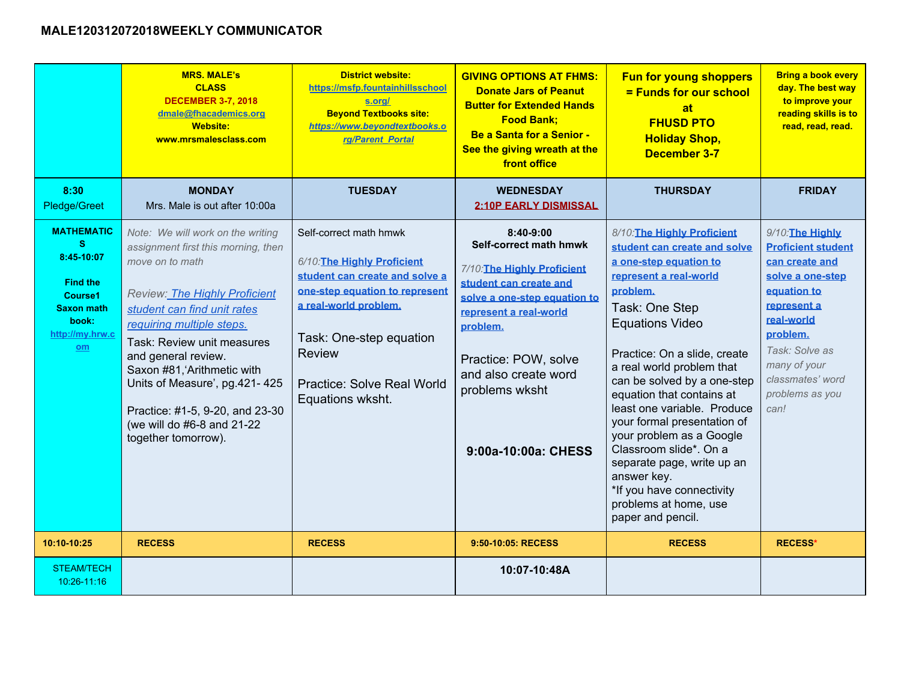# MALE120312072018WEEKLY COMMUNICATOR

| | **MRS. MALE's CLASS** **DECEMBER 3-7, 2018** dmale@fhacademics.org **Website:** **www.mrsmalesclass.com** | **District website:** https://msfp.fountainhillsschools.org/ **Beyond Textbooks site:** *https://www.beyondtextbooks.org/Parent_Portal* | **GIVING OPTIONS AT FHMS: Donate Jars of Peanut Butter for Extended Hands Food Bank; Be a Santa for a Senior - See the giving wreath at the front office** | **Fun for young shoppers = Funds for our school at FHUSD PTO Holiday Shop, December 3-7** | **Bring a book every day. The best way to improve your reading skills is to read, read, read.** |
|---|---|---|---|---|---|
| **8:30** Pledge/Greet | **MONDAY** Mrs. Male is out after 10:00a | **TUESDAY** | **WEDNESDAY** **2:10P EARLY DISMISSAL** | **THURSDAY** | **FRIDAY** |
| **MATHEMATICS 8:45-10:07** **Find the Course1 Saxon math book:** http://my.hrw.com | *Note: We will work on the writing assignment first this morning, then move on to math* *Review: The Highly Proficient student can find unit rates requiring multiple steps.* Task: Review unit measures and general review. Saxon #81,'Arithmetic with Units of Measure', pg.421- 425 Practice: #1-5, 9-20, and 23-30 (we will do #6-8 and 21-22 together tomorrow). | Self-correct math hmwk *6/10:* **The Highly Proficient student can create and solve a one-step equation to represent a real-world problem.** Task: One-step equation Review Practice: Solve Real World Equations wksht. | **8:40-9:00** **Self-correct math hmwk** *7/10:* **The Highly Proficient student can create and solve a one-step equation to represent a real-world problem.** Practice: POW, solve and also create word problems wksht **9:00a-10:00a: CHESS** | *8/10:* **The Highly Proficient student can create and solve a one-step equation to represent a real-world problem.** Task: One Step Equations Video Practice: On a slide, create a real world problem that can be solved by a one-step equation that contains at least one variable. Produce your formal presentation of your problem as a Google Classroom slide*. On a separate page, write up an answer key. *If you have connectivity problems at home, use paper and pencil. | *9/10:* **The Highly Proficient student can create and solve a one-step equation to represent a real-world problem.** *Task: Solve as many of your classmates' word problems as you can!* |
| **10:10-10:25** | **RECESS** | **RECESS** | **9:50-10:05: RECESS** | **RECESS** | **RECESS*** |
| STEAM/TECH 10:26-11:16 | | | **10:07-10:48A** | | |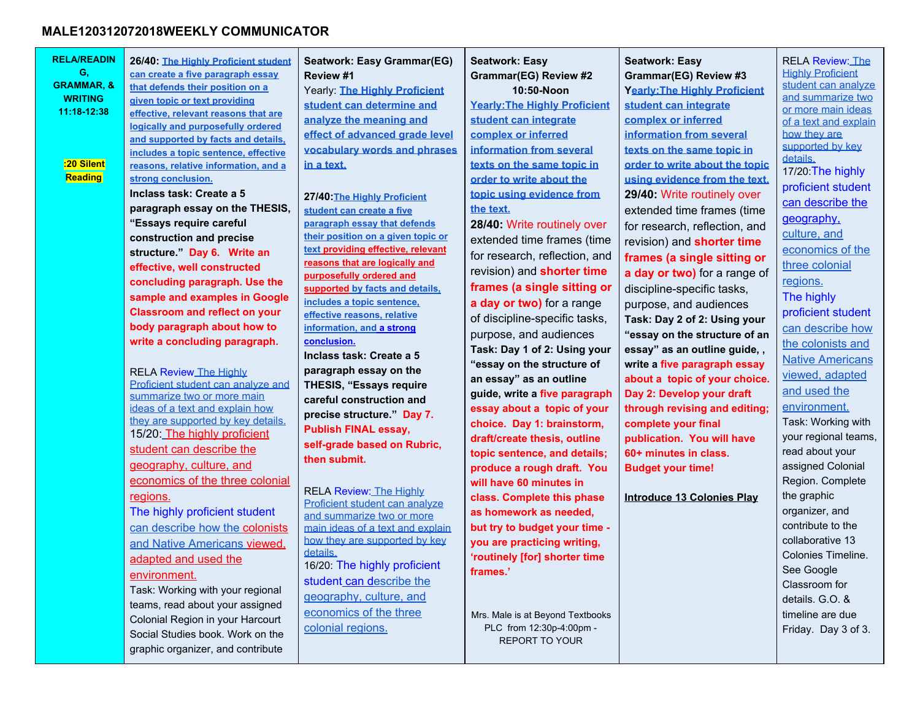## MALE120312072018WEEKLY COMMUNICATOR

| RELA/READING, GRAMMAR, & WRITING 11:18-12:38 :20 Silent Reading | | | | | |
|---|---|---|---|---|---|
| RELA/READING, GRAMMAR, & WRITING 11:18-12:38<br><br>**:20 Silent Reading** | **26/40:** The Highly Proficient student can create a five paragraph essay that defends their position on a given topic or text providing effective, relevant reasons that are logically and purposefully ordered and supported by facts and details, includes a topic sentence, effective reasons, relative information, and a strong conclusion.<br>**Inclass task: Create a 5 paragraph essay on the THESIS, "Essays require careful construction and precise structure." Day 6. Write an effective, well constructed concluding paragraph. Use the sample and examples in Google Classroom and reflect on your body paragraph about how to write a concluding paragraph.**<br><br>RELA Review The Highly Proficient student can analyze and summarize two or more main ideas of a text and explain how they are supported by key details.<br>15/20: The highly proficient student can describe the geography, culture, and economics of the three colonial regions.<br>The highly proficient student can describe how the colonists and Native Americans viewed, adapted and used the environment.<br>Task: Working with your regional teams, read about your assigned Colonial Region in your Harcourt Social Studies book. Work on the graphic organizer, and contribute | **Seatwork: Easy Grammar(EG) Review #1**<br>Yearly: **The Highly Proficient student can determine and analyze the meaning and effect of advanced grade level vocabulary words and phrases in a text.**<br><br>**27/40:** The Highly Proficient student can create a five paragraph essay that defends their position on a given topic or text providing effective, relevant reasons that are logically and purposefully ordered and supported by facts and details, includes a topic sentence, effective reasons, relative information, and a strong conclusion.<br>**Inclass task: Create a 5 paragraph essay on the THESIS, "Essays require careful construction and precise structure." Day 7. Publish FINAL essay, self-grade based on Rubric, then submit.**<br><br>RELA Review: The Highly Proficient student can analyze and summarize two or more main ideas of a text and explain how they are supported by key details.<br>16/20: The highly proficient student can describe the geography, culture, and economics of the three colonial regions. | **Seatwork: Easy Grammar(EG) Review #2**<br>**10:50-Noon**<br>**Yearly:The Highly Proficient student can integrate complex or inferred information from several texts on the same topic in order to write about the topic using evidence from the text.**<br>**28/40:** Write routinely over extended time frames (time for research, reflection, and revision) and **shorter time frames (a single sitting or a day or two)** for a range of discipline-specific tasks, purpose, and audiences<br>**Task: Day 1 of 2: Using your "essay on the structure of an essay" as an outline guide, write a five paragraph essay about a topic of your choice. Day 1: brainstorm, draft/create thesis, outline topic sentence, and details; produce a rough draft. You will have 60 minutes in class. Complete this phase as homework as needed, but try to budget your time - you are practicing writing, 'routinely [for] shorter time frames.'**<br><br>Mrs. Male is at Beyond Textbooks PLC from 12:30p-4:00pm - REPORT TO YOUR | **Seatwork: Easy Grammar(EG) Review #3**<br>**Yearly:The Highly Proficient student can integrate complex or inferred information from several texts on the same topic in order to write about the topic using evidence from the text.**<br>**29/40:** Write routinely over extended time frames (time for research, reflection, and revision) and **shorter time frames (a single sitting or a day or two)** for a range of discipline-specific tasks, purpose, and audiences<br>**Task: Day 2 of 2: Using your "essay on the structure of an essay" as an outline guide, , write a five paragraph essay about a topic of your choice. Day 2: Develop your draft through revising and editing; complete your final publication. You will have 60+ minutes in class. Budget your time!**<br><br>**Introduce 13 Colonies Play** | RELA Review: The Highly Proficient student can analyze and summarize two or more main ideas of a text and explain how they are supported by key details.<br>17/20:The highly proficient student can describe the geography, culture, and economics of the three colonial regions.<br>The highly proficient student can describe how the colonists and Native Americans viewed, adapted and used the environment.<br>Task: Working with your regional teams, read about your assigned Colonial Region. Complete the graphic organizer, and contribute to the collaborative 13 Colonies Timeline. See Google Classroom for details. G.O. & timeline are due Friday. Day 3 of 3. |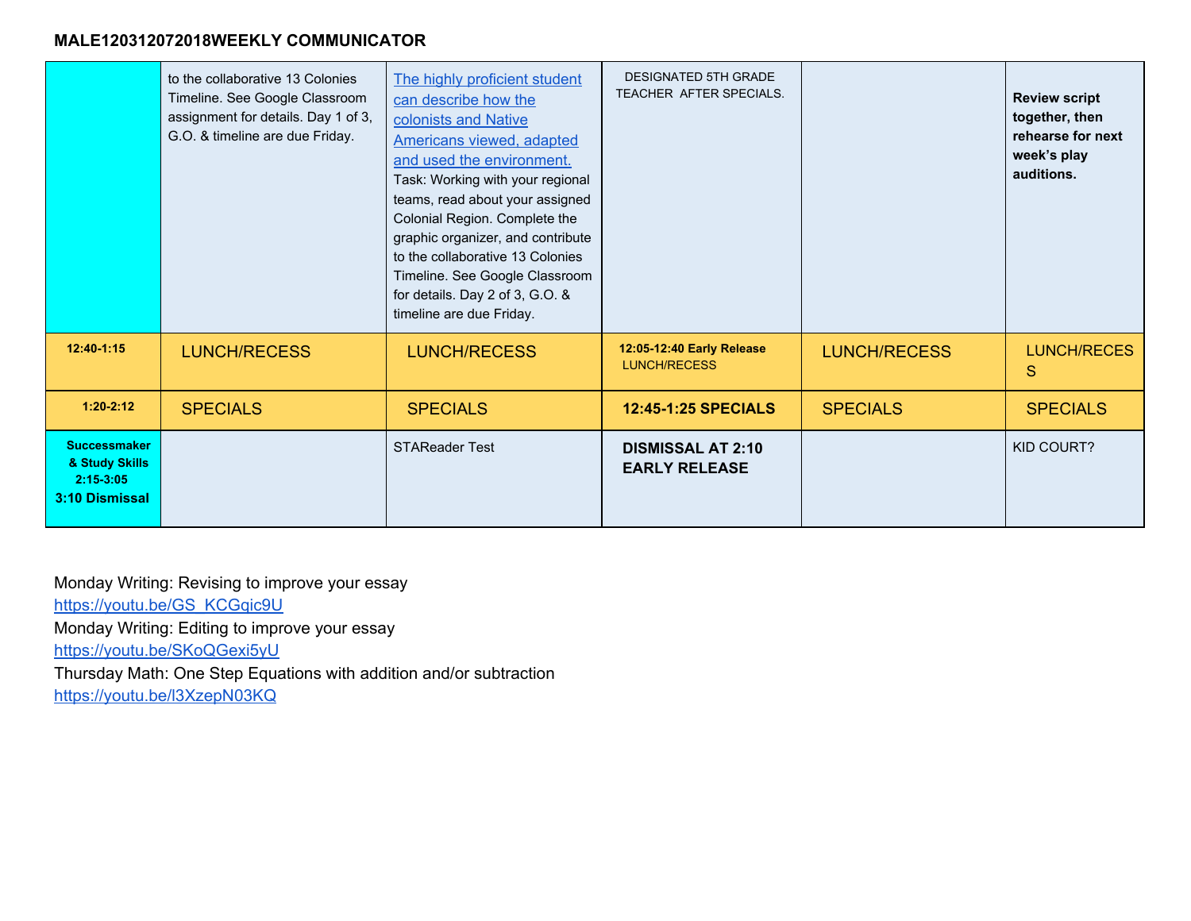**MALE120312072018WEEKLY COMMUNICATOR**

| | | | | | |
|---|---|---|---|---|---|
| | to the collaborative 13 Colonies Timeline. See Google Classroom assignment for details. Day 1 of 3, G.O. & timeline are due Friday. | The highly proficient student can describe how the colonists and Native Americans viewed, adapted and used the environment. Task: Working with your regional teams, read about your assigned Colonial Region. Complete the graphic organizer, and contribute to the collaborative 13 Colonies Timeline. See Google Classroom for details. Day 2 of 3, G.O. & timeline are due Friday. | DESIGNATED 5TH GRADE TEACHER AFTER SPECIALS. | | **Review script together, then rehearse for next week's play auditions.** |
| **12:40-1:15** | LUNCH/RECESS | LUNCH/RECESS | **12:05-12:40 Early Release** LUNCH/RECESS | LUNCH/RECESS | LUNCH/RECESS |
| **1:20-2:12** | SPECIALS | SPECIALS | **12:45-1:25 SPECIALS** | SPECIALS | SPECIALS |
| **Successmaker & Study Skills 2:15-3:05** **3:10 Dismissal** | | STAReader Test | **DISMISSAL AT 2:10 EARLY RELEASE** | | KID COURT? |

Monday Writing: Revising to improve your essay
https://youtu.be/GS_KCGqic9U
Monday Writing: Editing to improve your essay
https://youtu.be/SKoQGexi5yU
Thursday Math: One Step Equations with addition and/or subtraction
https://youtu.be/l3XzepN03KQ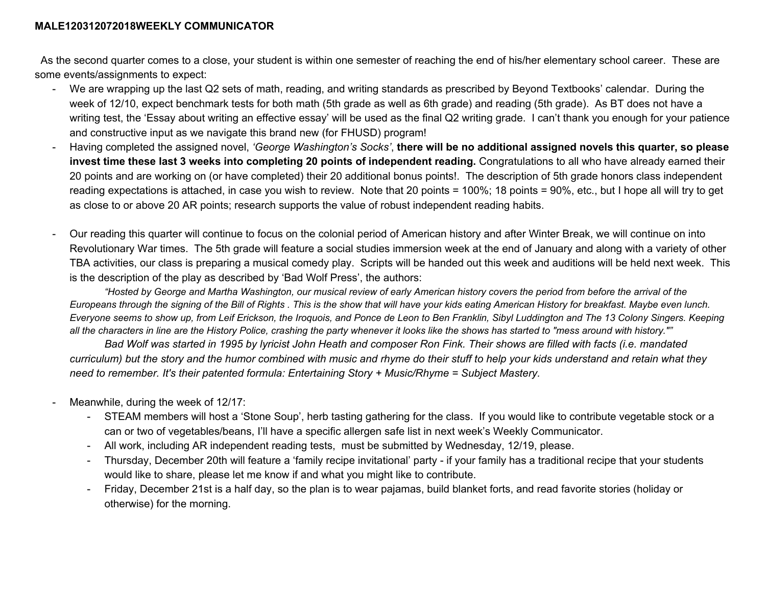**MALE120312072018WEEKLY COMMUNICATOR**

As the second quarter comes to a close, your student is within one semester of reaching the end of his/her elementary school career. These are some events/assignments to expect:

- We are wrapping up the last Q2 sets of math, reading, and writing standards as prescribed by Beyond Textbooks' calendar. During the week of 12/10, expect benchmark tests for both math (5th grade as well as 6th grade) and reading (5th grade). As BT does not have a writing test, the 'Essay about writing an effective essay' will be used as the final Q2 writing grade. I can't thank you enough for your patience and constructive input as we navigate this brand new (for FHUSD) program!
- Having completed the assigned novel, *'George Washington's Socks'*, **there will be no additional assigned novels this quarter, so please invest time these last 3 weeks into completing 20 points of independent reading.** Congratulations to all who have already earned their 20 points and are working on (or have completed) their 20 additional bonus points!. The description of 5th grade honors class independent reading expectations is attached, in case you wish to review. Note that 20 points = 100%; 18 points = 90%, etc., but I hope all will try to get as close to or above 20 AR points; research supports the value of robust independent reading habits.

- Our reading this quarter will continue to focus on the colonial period of American history and after Winter Break, we will continue on into Revolutionary War times. The 5th grade will feature a social studies immersion week at the end of January and along with a variety of other TBA activities, our class is preparing a musical comedy play. Scripts will be handed out this week and auditions will be held next week. This is the description of the play as described by 'Bad Wolf Press', the authors:

  *"Hosted by George and Martha Washington, our musical review of early American history covers the period from before the arrival of the Europeans through the signing of the Bill of Rights . This is the show that will have your kids eating American History for breakfast. Maybe even lunch. Everyone seems to show up, from Leif Erickson, the Iroquois, and Ponce de Leon to Ben Franklin, Sibyl Luddington and The 13 Colony Singers. Keeping all the characters in line are the History Police, crashing the party whenever it looks like the shows has started to "mess around with history.""*

  *Bad Wolf was started in 1995 by lyricist John Heath and composer Ron Fink. Their shows are filled with facts (i.e. mandated curriculum) but the story and the humor combined with music and rhyme do their stuff to help your kids understand and retain what they need to remember. It's their patented formula: Entertaining Story + Music/Rhyme = Subject Mastery.*

- Meanwhile, during the week of 12/17:
  - STEAM members will host a 'Stone Soup', herb tasting gathering for the class. If you would like to contribute vegetable stock or a can or two of vegetables/beans, I'll have a specific allergen safe list in next week's Weekly Communicator.
  - All work, including AR independent reading tests, must be submitted by Wednesday, 12/19, please.
  - Thursday, December 20th will feature a 'family recipe invitational' party - if your family has a traditional recipe that your students would like to share, please let me know if and what you might like to contribute.
  - Friday, December 21st is a half day, so the plan is to wear pajamas, build blanket forts, and read favorite stories (holiday or otherwise) for the morning.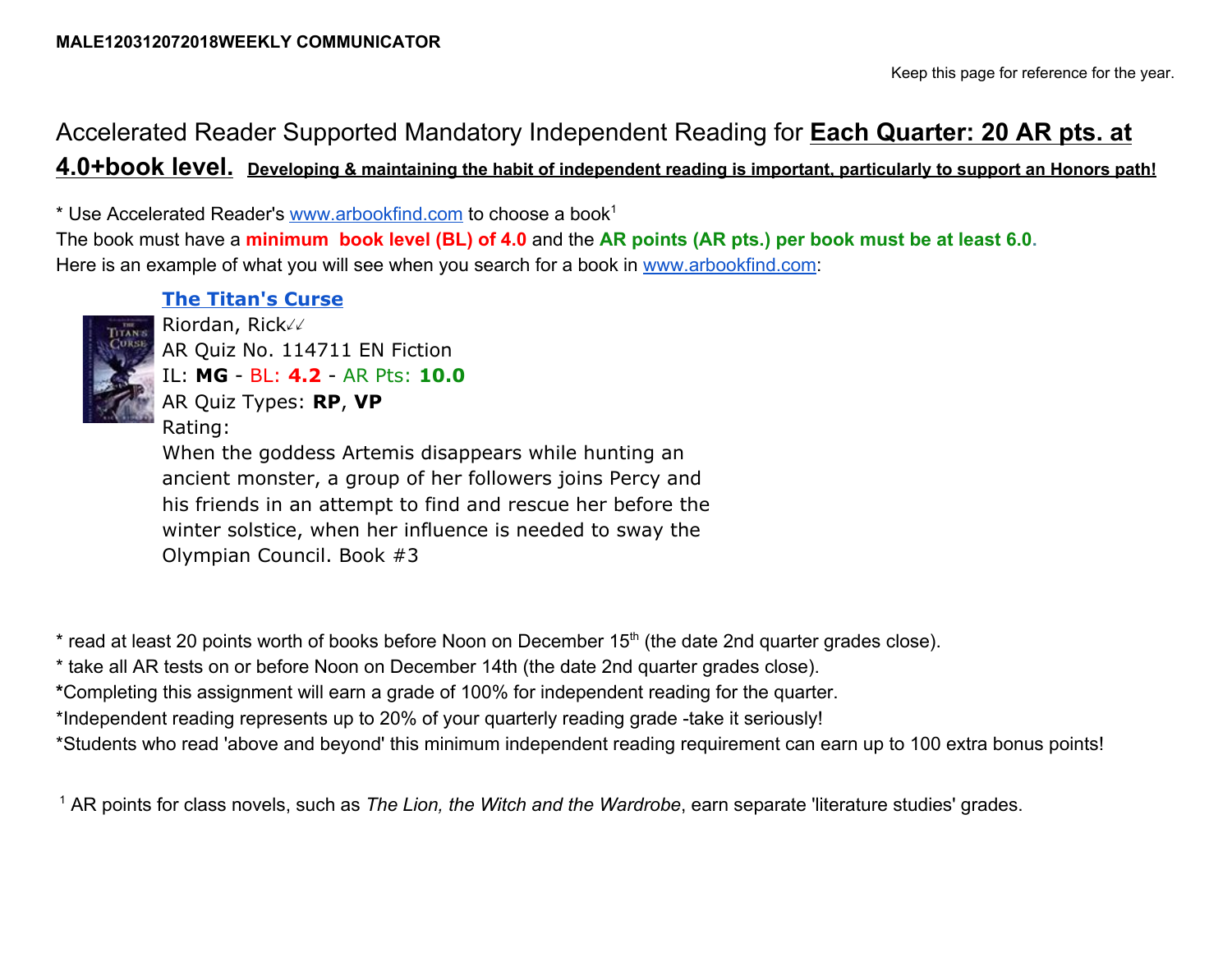MALE120312072018WEEKLY COMMUNICATOR

Keep this page for reference for the year.

# Accelerated Reader Supported Mandatory Independent Reading for **Each Quarter: 20 AR pts. at 4.0+book level.** **Developing & maintaining the habit of independent reading is important, particularly to support an Honors path!**

* Use Accelerated Reader's www.arbookfind.com to choose a book[1]

The book must have a **minimum book level (BL) of 4.0** and the **AR points (AR pts.) per book must be at least 6.0.**

Here is an example of what you will see when you search for a book in www.arbookfind.com:

**The Titan's Curse**
Riordan, Rick
AR Quiz No. 114711 EN Fiction
IL: **MG** - BL: **4.2** - AR Pts: **10.0**
AR Quiz Types: **RP**, **VP**
Rating:
When the goddess Artemis disappears while hunting an ancient monster, a group of her followers joins Percy and his friends in an attempt to find and rescue her before the winter solstice, when her influence is needed to sway the Olympian Council. Book #3

* read at least 20 points worth of books before Noon on December 15th (the date 2nd quarter grades close).
* take all AR tests on or before Noon on December 14th (the date 2nd quarter grades close).
**\***Completing this assignment will earn a grade of 100% for independent reading for the quarter.
*Independent reading represents up to 20% of your quarterly reading grade -take it seriously!
*Students who read 'above and beyond' this minimum independent reading requirement can earn up to 100 extra bonus points!

[1] AR points for class novels, such as *The Lion, the Witch and the Wardrobe*, earn separate 'literature studies' grades.